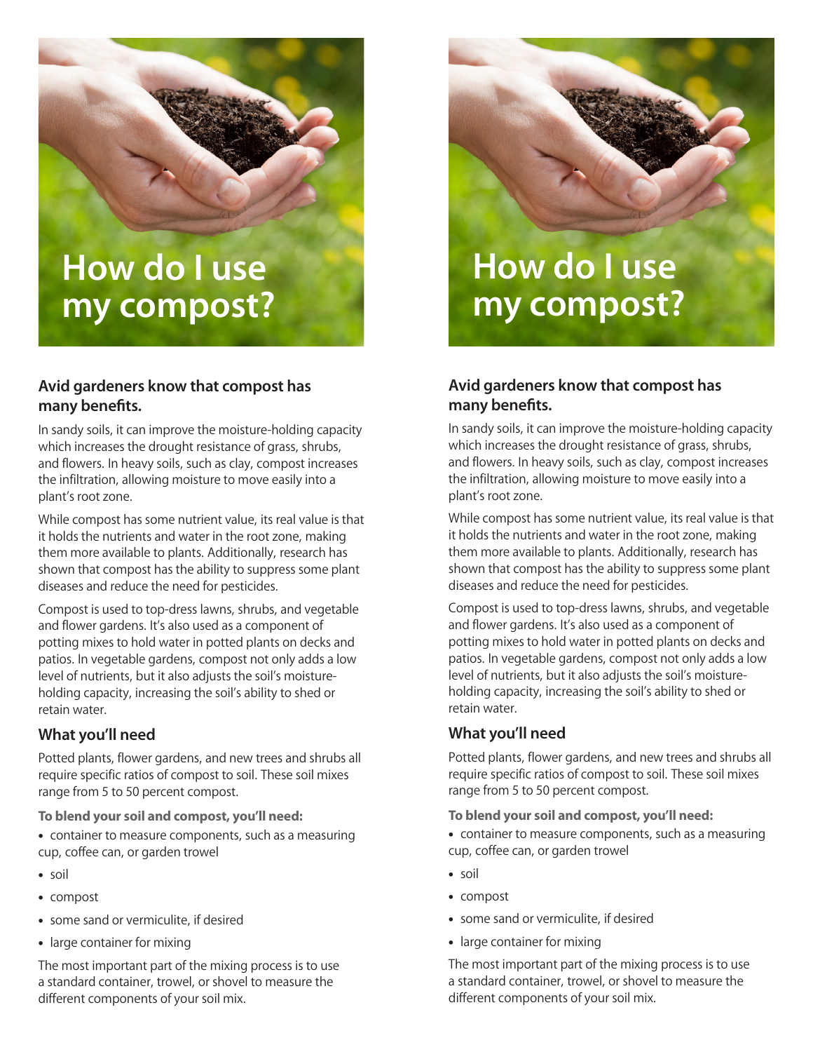# How do I use my compost?

### Avid gardeners know that compost has many benefits.

In sandy soils, it can improve the moisture-holding capacity which increases the drought resistance of grass, shrubs, and flowers. In heavy soils, such as clay, compost increases the infiltration, allowing moisture to move easily into a plant's root zone.

While compost has some nutrient value, its real value is that it holds the nutrients and water in the root zone, making them more available to plants. Additionally, research has shown that compost has the ability to suppress some plant diseases and reduce the need for pesticides.

Compost is used to top-dress lawns, shrubs, and vegetable and flower gardens. It's also used as a component of potting mixes to hold water in potted plants on decks and patios. In vegetable gardens, compost not only adds a low level of nutrients, but it also adjusts the soil's moisture-holding capacity, increasing the soil's ability to shed or retain water.

### What you'll need

Potted plants, flower gardens, and new trees and shrubs all require specific ratios of compost to soil. These soil mixes range from 5 to 50 percent compost.

**To blend your soil and compost, you'll need:**

- container to measure components, such as a measuring cup, coffee can, or garden trowel
- soil
- compost
- some sand or vermiculite, if desired
- large container for mixing

The most important part of the mixing process is to use a standard container, trowel, or shovel to measure the different components of your soil mix.

# How do I use my compost?

### Avid gardeners know that compost has many benefits.

In sandy soils, it can improve the moisture-holding capacity which increases the drought resistance of grass, shrubs, and flowers. In heavy soils, such as clay, compost increases the infiltration, allowing moisture to move easily into a plant's root zone.

While compost has some nutrient value, its real value is that it holds the nutrients and water in the root zone, making them more available to plants. Additionally, research has shown that compost has the ability to suppress some plant diseases and reduce the need for pesticides.

Compost is used to top-dress lawns, shrubs, and vegetable and flower gardens. It's also used as a component of potting mixes to hold water in potted plants on decks and patios. In vegetable gardens, compost not only adds a low level of nutrients, but it also adjusts the soil's moisture-holding capacity, increasing the soil's ability to shed or retain water.

### What you'll need

Potted plants, flower gardens, and new trees and shrubs all require specific ratios of compost to soil. These soil mixes range from 5 to 50 percent compost.

**To blend your soil and compost, you'll need:**

- container to measure components, such as a measuring cup, coffee can, or garden trowel
- soil
- compost
- some sand or vermiculite, if desired
- large container for mixing

The most important part of the mixing process is to use a standard container, trowel, or shovel to measure the different components of your soil mix.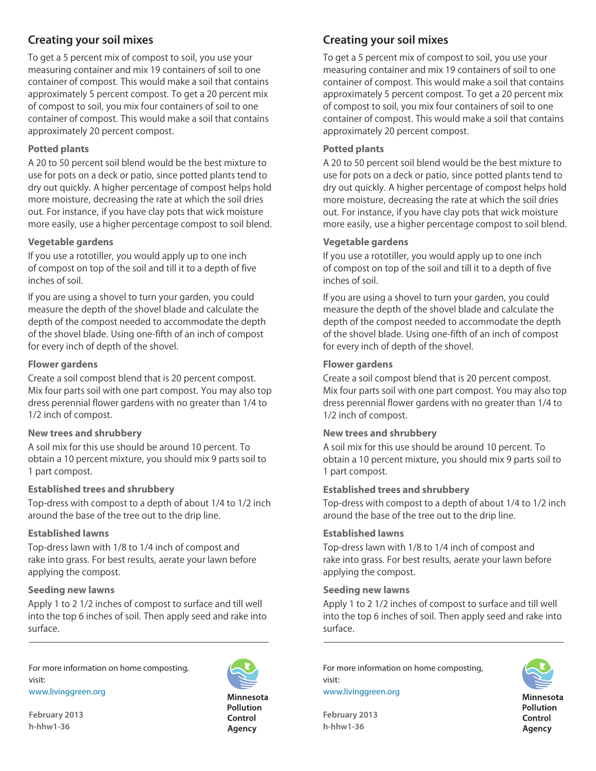## Creating your soil mixes

To get a 5 percent mix of compost to soil, you use your measuring container and mix 19 containers of soil to one container of compost. This would make a soil that contains approximately 5 percent compost. To get a 20 percent mix of compost to soil, you mix four containers of soil to one container of compost. This would make a soil that contains approximately 20 percent compost.

### Potted plants

A 20 to 50 percent soil blend would be the best mixture to use for pots on a deck or patio, since potted plants tend to dry out quickly. A higher percentage of compost helps hold more moisture, decreasing the rate at which the soil dries out. For instance, if you have clay pots that wick moisture more easily, use a higher percentage compost to soil blend.

### Vegetable gardens

If you use a rototiller, you would apply up to one inch of compost on top of the soil and till it to a depth of five inches of soil.

If you are using a shovel to turn your garden, you could measure the depth of the shovel blade and calculate the depth of the compost needed to accommodate the depth of the shovel blade. Using one-fifth of an inch of compost for every inch of depth of the shovel.

### Flower gardens

Create a soil compost blend that is 20 percent compost. Mix four parts soil with one part compost. You may also top dress perennial flower gardens with no greater than 1/4 to 1/2 inch of compost.

### New trees and shrubbery

A soil mix for this use should be around 10 percent. To obtain a 10 percent mixture, you should mix 9 parts soil to 1 part compost.

### Established trees and shrubbery

Top-dress with compost to a depth of about 1/4 to 1/2 inch around the base of the tree out to the drip line.

### Established lawns

Top-dress lawn with 1/8 to 1/4 inch of compost and rake into grass. For best results, aerate your lawn before applying the compost.

### Seeding new lawns

Apply 1 to 2 1/2 inches of compost to surface and till well into the top 6 inches of soil. Then apply seed and rake into surface.

---

For more information on home composting, visit:
www.livinggreen.org

**February 2013**
**h-hhw1-36**

**Minnesota Pollution Control Agency**

## Creating your soil mixes

To get a 5 percent mix of compost to soil, you use your measuring container and mix 19 containers of soil to one container of compost. This would make a soil that contains approximately 5 percent compost. To get a 20 percent mix of compost to soil, you mix four containers of soil to one container of compost. This would make a soil that contains approximately 20 percent compost.

### Potted plants

A 20 to 50 percent soil blend would be the best mixture to use for pots on a deck or patio, since potted plants tend to dry out quickly. A higher percentage of compost helps hold more moisture, decreasing the rate at which the soil dries out. For instance, if you have clay pots that wick moisture more easily, use a higher percentage compost to soil blend.

### Vegetable gardens

If you use a rototiller, you would apply up to one inch of compost on top of the soil and till it to a depth of five inches of soil.

If you are using a shovel to turn your garden, you could measure the depth of the shovel blade and calculate the depth of the compost needed to accommodate the depth of the shovel blade. Using one-fifth of an inch of compost for every inch of depth of the shovel.

### Flower gardens

Create a soil compost blend that is 20 percent compost. Mix four parts soil with one part compost. You may also top dress perennial flower gardens with no greater than 1/4 to 1/2 inch of compost.

### New trees and shrubbery

A soil mix for this use should be around 10 percent. To obtain a 10 percent mixture, you should mix 9 parts soil to 1 part compost.

### Established trees and shrubbery

Top-dress with compost to a depth of about 1/4 to 1/2 inch around the base of the tree out to the drip line.

### Established lawns

Top-dress lawn with 1/8 to 1/4 inch of compost and rake into grass. For best results, aerate your lawn before applying the compost.

### Seeding new lawns

Apply 1 to 2 1/2 inches of compost to surface and till well into the top 6 inches of soil. Then apply seed and rake into surface.

---

For more information on home composting, visit:
www.livinggreen.org

**February 2013**
**h-hhw1-36**

**Minnesota Pollution Control Agency**